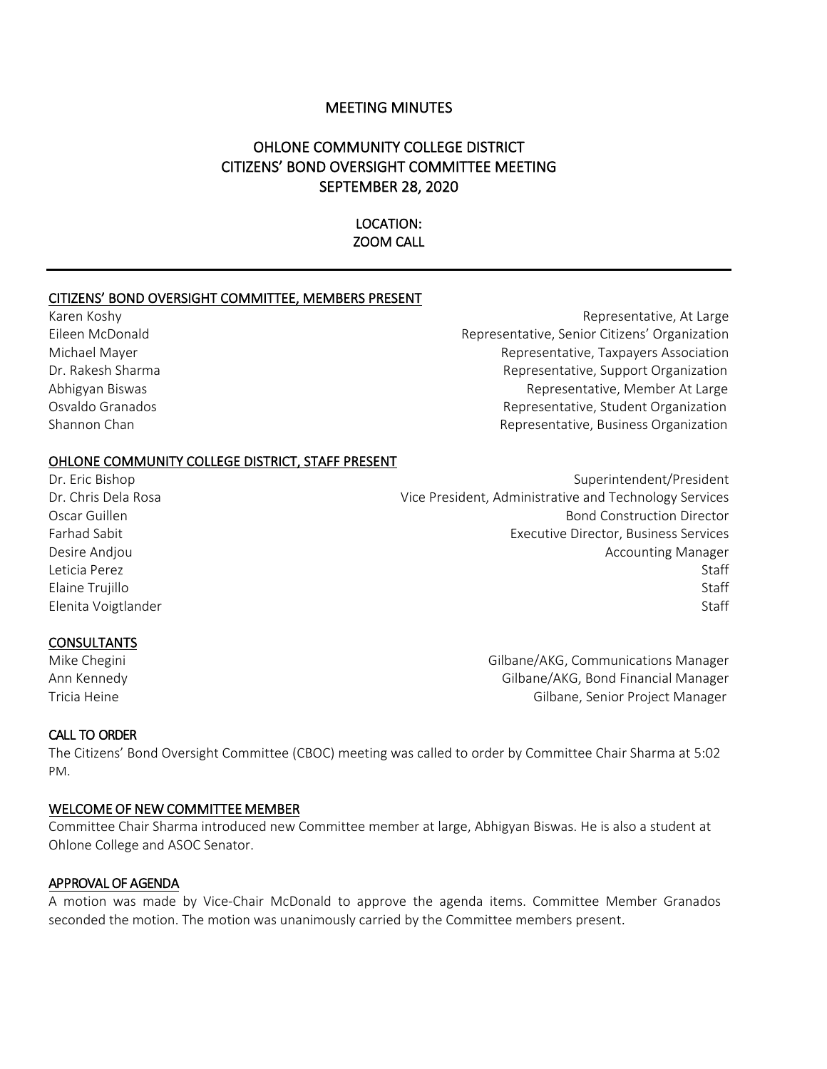# MEETING MINUTES

## OHLONE COMMUNITY COLLEGE DISTRICT
## CITIZENS' BOND OVERSIGHT COMMITTEE MEETING
## SEPTEMBER 28, 2020

### LOCATION:
### ZOOM CALL

---

### CITIZENS' BOND OVERSIGHT COMMITTEE, MEMBERS PRESENT

| | |
|---|---|
| Karen Koshy | Representative, At Large |
| Eileen McDonald | Representative, Senior Citizens' Organization |
| Michael Mayer | Representative, Taxpayers Association |
| Dr. Rakesh Sharma | Representative, Support Organization |
| Abhigyan Biswas | Representative, Member At Large |
| Osvaldo Granados | Representative, Student Organization |
| Shannon Chan | Representative, Business Organization |

### OHLONE COMMUNITY COLLEGE DISTRICT, STAFF PRESENT

| | |
|---|---|
| Dr. Eric Bishop | Superintendent/President |
| Dr. Chris Dela Rosa | Vice President, Administrative and Technology Services |
| Oscar Guillen | Bond Construction Director |
| Farhad Sabit | Executive Director, Business Services |
| Desire Andjou | Accounting Manager |
| Leticia Perez | Staff |
| Elaine Trujillo | Staff |
| Elenita Voigtlander | Staff |

### CONSULTANTS

| | |
|---|---|
| Mike Chegini | Gilbane/AKG, Communications Manager |
| Ann Kennedy | Gilbane/AKG, Bond Financial Manager |
| Tricia Heine | Gilbane, Senior Project Manager |

### CALL TO ORDER

The Citizens' Bond Oversight Committee (CBOC) meeting was called to order by Committee Chair Sharma at 5:02 PM.

### WELCOME OF NEW COMMITTEE MEMBER

Committee Chair Sharma introduced new Committee member at large, Abhigyan Biswas. He is also a student at Ohlone College and ASOC Senator.

### APPROVAL OF AGENDA

A motion was made by Vice-Chair McDonald to approve the agenda items. Committee Member Granados seconded the motion. The motion was unanimously carried by the Committee members present.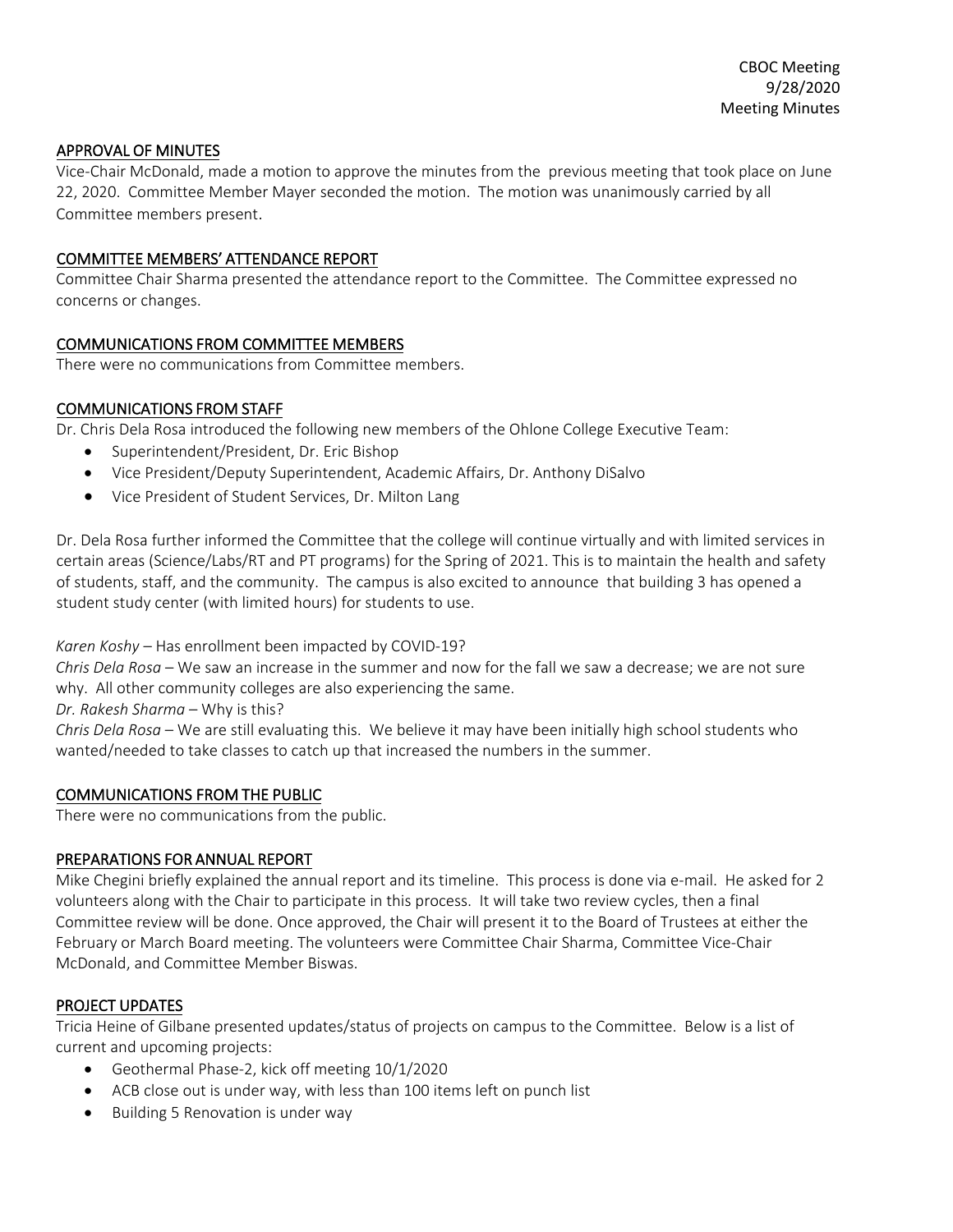## APPROVAL OF MINUTES

Vice-Chair McDonald, made a motion to approve the minutes from the previous meeting that took place on June 22, 2020. Committee Member Mayer seconded the motion. The motion was unanimously carried by all Committee members present.

## COMMITTEE MEMBERS' ATTENDANCE REPORT

Committee Chair Sharma presented the attendance report to the Committee. The Committee expressed no concerns or changes.

## COMMUNICATIONS FROM COMMITTEE MEMBERS

There were no communications from Committee members.

## COMMUNICATIONS FROM STAFF

Dr. Chris Dela Rosa introduced the following new members of the Ohlone College Executive Team:

- Superintendent/President, Dr. Eric Bishop
- Vice President/Deputy Superintendent, Academic Affairs, Dr. Anthony DiSalvo
- Vice President of Student Services, Dr. Milton Lang

Dr. Dela Rosa further informed the Committee that the college will continue virtually and with limited services in certain areas (Science/Labs/RT and PT programs) for the Spring of 2021. This is to maintain the health and safety of students, staff, and the community. The campus is also excited to announce that building 3 has opened a student study center (with limited hours) for students to use.

*Karen Koshy* – Has enrollment been impacted by COVID-19?

*Chris Dela Rosa* – We saw an increase in the summer and now for the fall we saw a decrease; we are not sure why. All other community colleges are also experiencing the same.

*Dr. Rakesh Sharma* – Why is this?

*Chris Dela Rosa* – We are still evaluating this. We believe it may have been initially high school students who wanted/needed to take classes to catch up that increased the numbers in the summer.

## COMMUNICATIONS FROM THE PUBLIC

There were no communications from the public.

## PREPARATIONS FOR ANNUAL REPORT

Mike Chegini briefly explained the annual report and its timeline. This process is done via e-mail. He asked for 2 volunteers along with the Chair to participate in this process. It will take two review cycles, then a final Committee review will be done. Once approved, the Chair will present it to the Board of Trustees at either the February or March Board meeting. The volunteers were Committee Chair Sharma, Committee Vice-Chair McDonald, and Committee Member Biswas.

## PROJECT UPDATES

Tricia Heine of Gilbane presented updates/status of projects on campus to the Committee. Below is a list of current and upcoming projects:

- Geothermal Phase-2, kick off meeting 10/1/2020
- ACB close out is under way, with less than 100 items left on punch list
- Building 5 Renovation is under way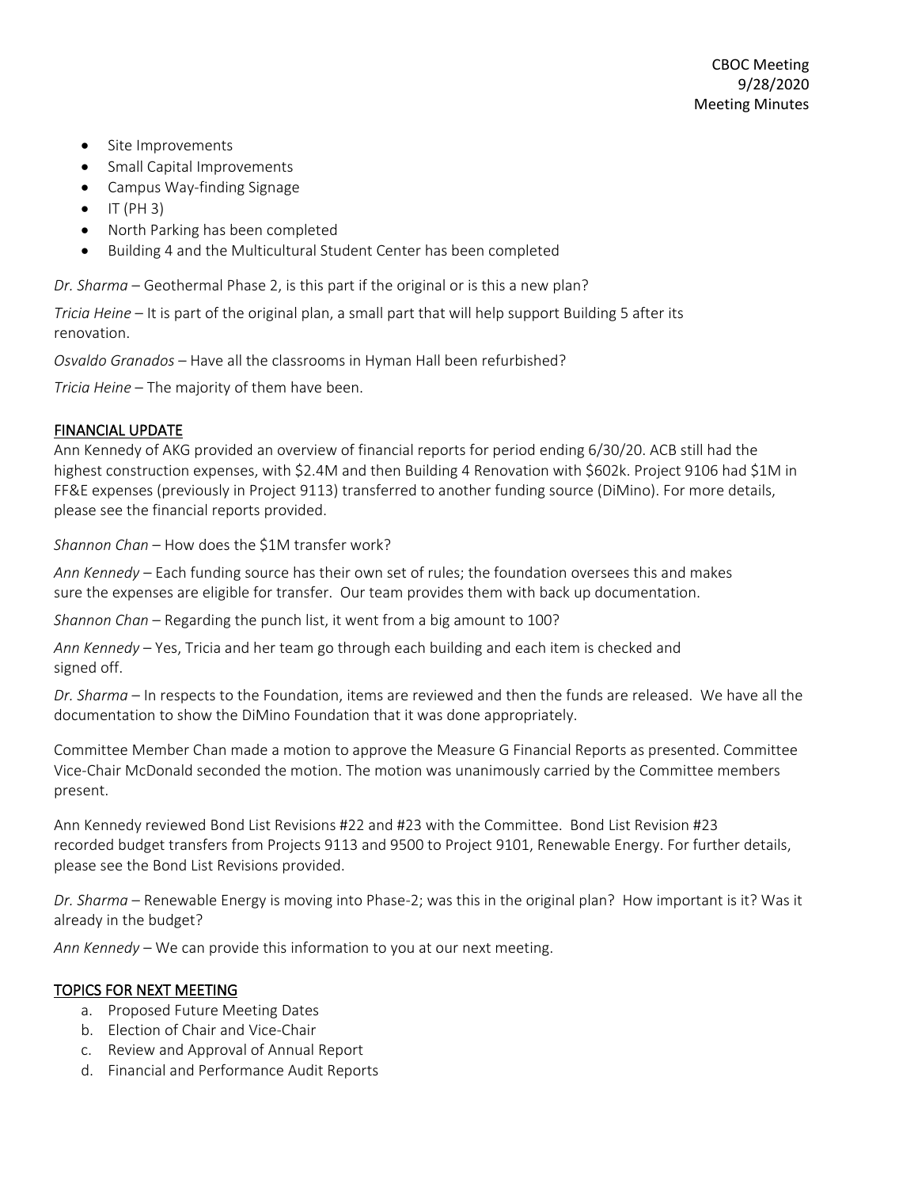- Site Improvements
- Small Capital Improvements
- Campus Way-finding Signage
- IT (PH 3)
- North Parking has been completed
- Building 4 and the Multicultural Student Center has been completed

*Dr. Sharma* – Geothermal Phase 2, is this part if the original or is this a new plan?

*Tricia Heine* – It is part of the original plan, a small part that will help support Building 5 after its renovation.

*Osvaldo Granados* – Have all the classrooms in Hyman Hall been refurbished?

*Tricia Heine* – The majority of them have been.

## FINANCIAL UPDATE

Ann Kennedy of AKG provided an overview of financial reports for period ending 6/30/20. ACB still had the highest construction expenses, with $2.4M and then Building 4 Renovation with $602k. Project 9106 had $1M in FF&E expenses (previously in Project 9113) transferred to another funding source (DiMino). For more details, please see the financial reports provided.

*Shannon Chan* – How does the $1M transfer work?

*Ann Kennedy* – Each funding source has their own set of rules; the foundation oversees this and makes sure the expenses are eligible for transfer. Our team provides them with back up documentation.

*Shannon Chan* – Regarding the punch list, it went from a big amount to 100?

*Ann Kennedy* – Yes, Tricia and her team go through each building and each item is checked and signed off.

*Dr. Sharma* – In respects to the Foundation, items are reviewed and then the funds are released. We have all the documentation to show the DiMino Foundation that it was done appropriately.

Committee Member Chan made a motion to approve the Measure G Financial Reports as presented. Committee Vice-Chair McDonald seconded the motion. The motion was unanimously carried by the Committee members present.

Ann Kennedy reviewed Bond List Revisions #22 and #23 with the Committee. Bond List Revision #23 recorded budget transfers from Projects 9113 and 9500 to Project 9101, Renewable Energy. For further details, please see the Bond List Revisions provided.

*Dr. Sharma* – Renewable Energy is moving into Phase-2; was this in the original plan? How important is it? Was it already in the budget?

*Ann Kennedy* – We can provide this information to you at our next meeting.

## TOPICS FOR NEXT MEETING

a. Proposed Future Meeting Dates
b. Election of Chair and Vice-Chair
c. Review and Approval of Annual Report
d. Financial and Performance Audit Reports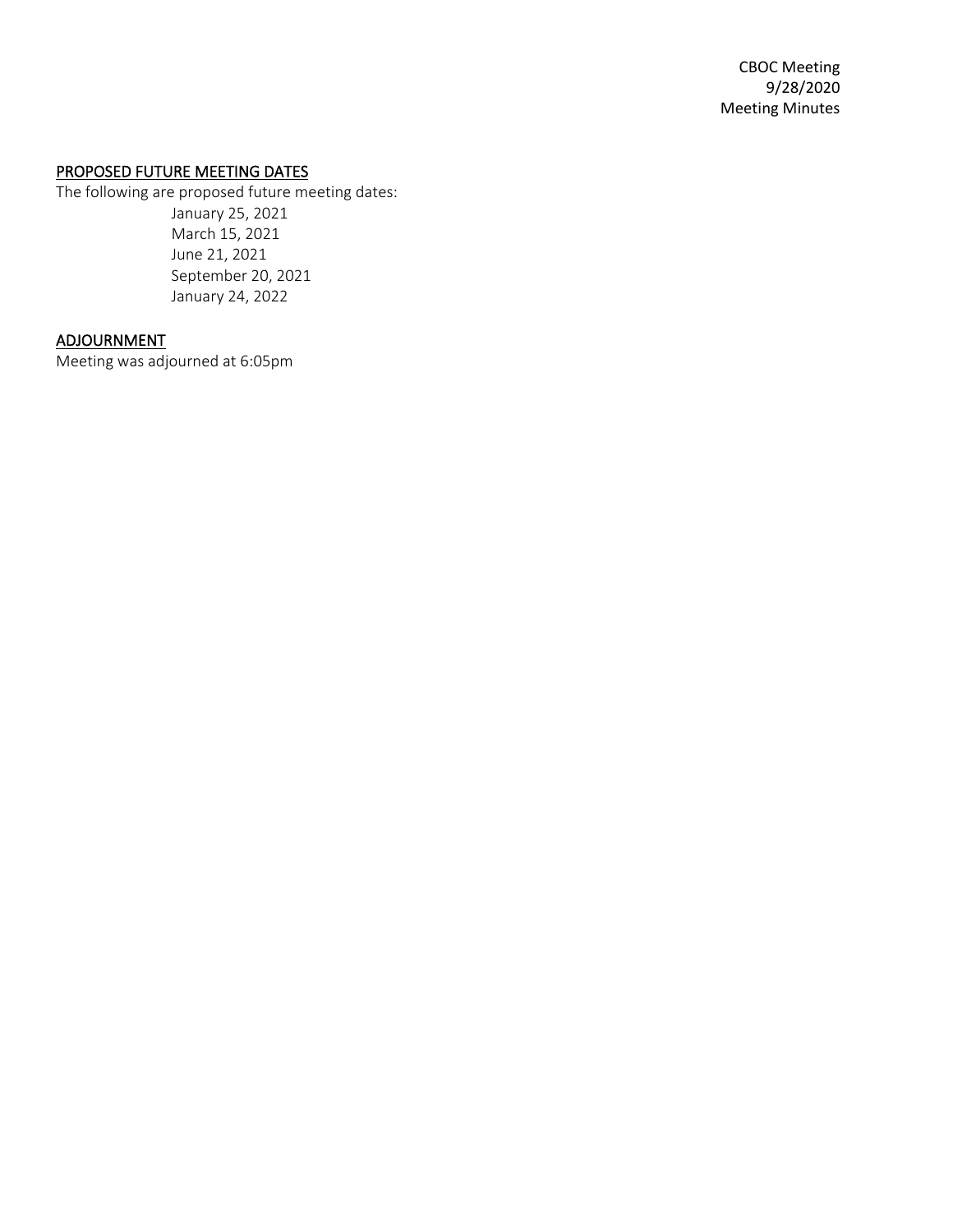## PROPOSED FUTURE MEETING DATES

The following are proposed future meeting dates:

- January 25, 2021
- March 15, 2021
- June 21, 2021
- September 20, 2021
- January 24, 2022

## ADJOURNMENT

Meeting was adjourned at 6:05pm